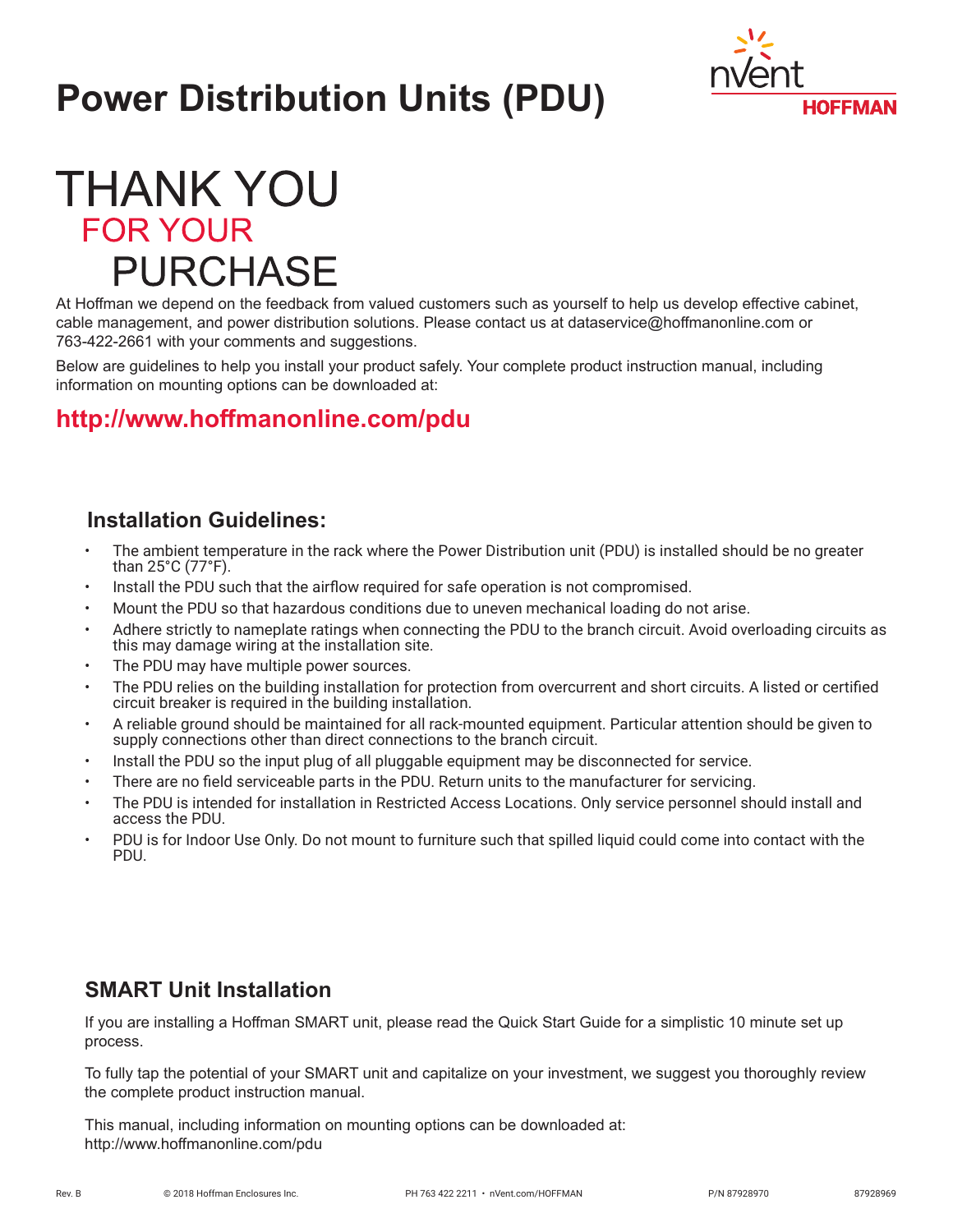# Power Distribution Units (PDU)

nVent HOFFMAN

# THANK YOU FOR YOUR PURCHASE

At Hoffman we depend on the feedback from valued customers such as yourself to help us develop effective cabinet, cable management, and power distribution solutions. Please contact us at dataservice@hoffmanonline.com or 763-422-2661 with your comments and suggestions.

Below are guidelines to help you install your product safely. Your complete product instruction manual, including information on mounting options can be downloaded at:

## http://www.hoffmanonline.com/pdu

### Installation Guidelines:

- The ambient temperature in the rack where the Power Distribution unit (PDU) is installed should be no greater than 25°C (77°F).
- Install the PDU such that the airflow required for safe operation is not compromised.
- Mount the PDU so that hazardous conditions due to uneven mechanical loading do not arise.
- Adhere strictly to nameplate ratings when connecting the PDU to the branch circuit. Avoid overloading circuits as this may damage wiring at the installation site.
- The PDU may have multiple power sources.
- The PDU relies on the building installation for protection from overcurrent and short circuits. A listed or certified circuit breaker is required in the building installation.
- A reliable ground should be maintained for all rack-mounted equipment. Particular attention should be given to supply connections other than direct connections to the branch circuit.
- Install the PDU so the input plug of all pluggable equipment may be disconnected for service.
- There are no field serviceable parts in the PDU. Return units to the manufacturer for servicing.
- The PDU is intended for installation in Restricted Access Locations. Only service personnel should install and access the PDU.
- PDU is for Indoor Use Only. Do not mount to furniture such that spilled liquid could come into contact with the PDU.

### SMART Unit Installation

If you are installing a Hoffman SMART unit, please read the Quick Start Guide for a simplistic 10 minute set up process.

To fully tap the potential of your SMART unit and capitalize on your investment, we suggest you thoroughly review the complete product instruction manual.

This manual, including information on mounting options can be downloaded at:
http://www.hoffmanonline.com/pdu

Rev. B © 2018 Hoffman Enclosures Inc. PH 763 422 2211 • nVent.com/HOFFMAN P/N 87928970 87928969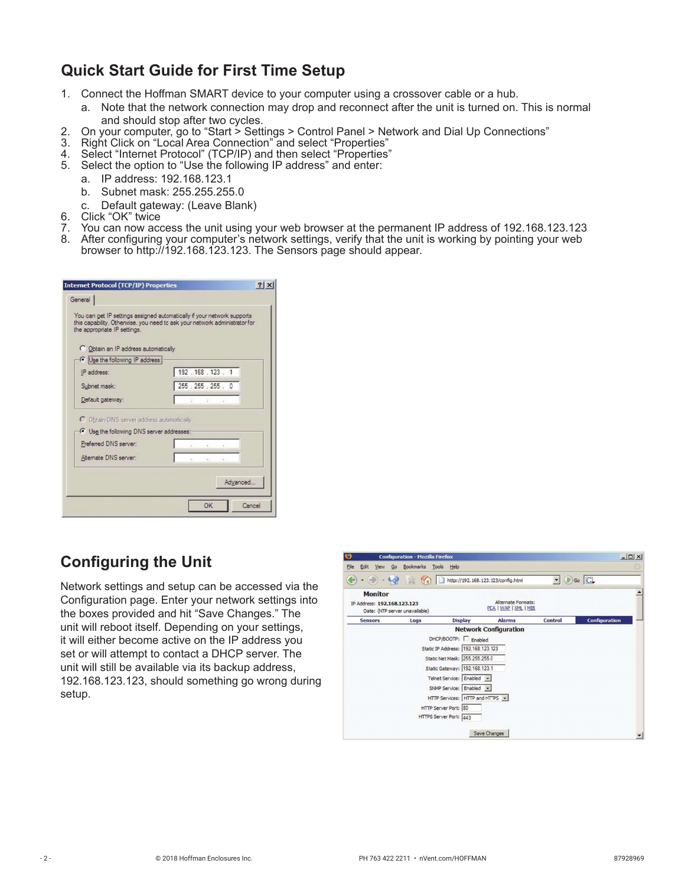## Quick Start Guide for First Time Setup

1. Connect the Hoffman SMART device to your computer using a crossover cable or a hub.
   a. Note that the network connection may drop and reconnect after the unit is turned on. This is normal and should stop after two cycles.
2. On your computer, go to "Start > Settings > Control Panel > Network and Dial Up Connections"
3. Right Click on "Local Area Connection" and select "Properties"
4. Select "Internet Protocol" (TCP/IP) and then select "Properties"
5. Select the option to "Use the following IP address" and enter:
   a. IP address: 192.168.123.1
   b. Subnet mask: 255.255.255.0
   c. Default gateway: (Leave Blank)
6. Click "OK" twice
7. You can now access the unit using your web browser at the permanent IP address of 192.168.123.123
8. After configuring your computer's network settings, verify that the unit is working by pointing your web browser to http://192.168.123.123. The Sensors page should appear.

## Configuring the Unit

Network settings and setup can be accessed via the Configuration page. Enter your network settings into the boxes provided and hit "Save Changes." The unit will reboot itself. Depending on your settings, it will either become active on the IP address you set or will attempt to contact a DHCP server. The unit will still be available via its backup address, 192.168.123.123, should something go wrong during setup.